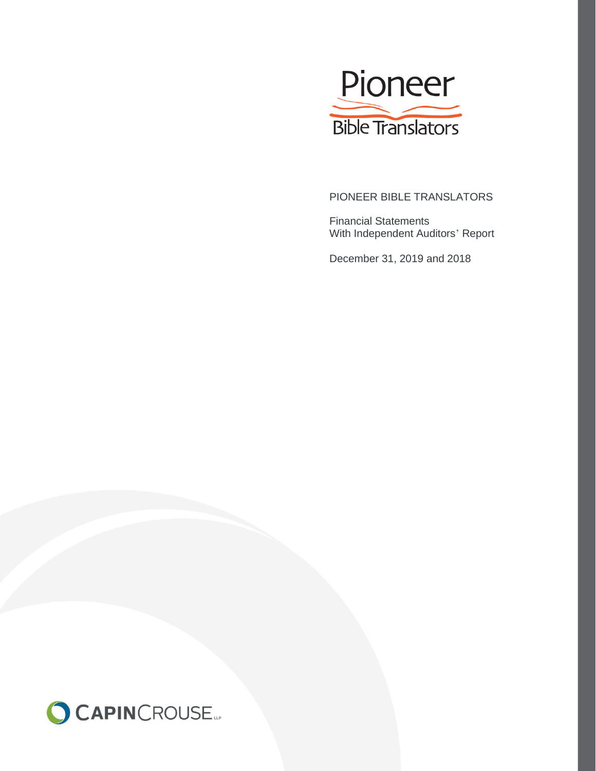Pioneer

Bible Translators

# PIONEER BIBLE TRANSLATORS

Financial Statements
With Independent Auditors' Report

December 31, 2019 and 2018

CAPINCROUSE LLP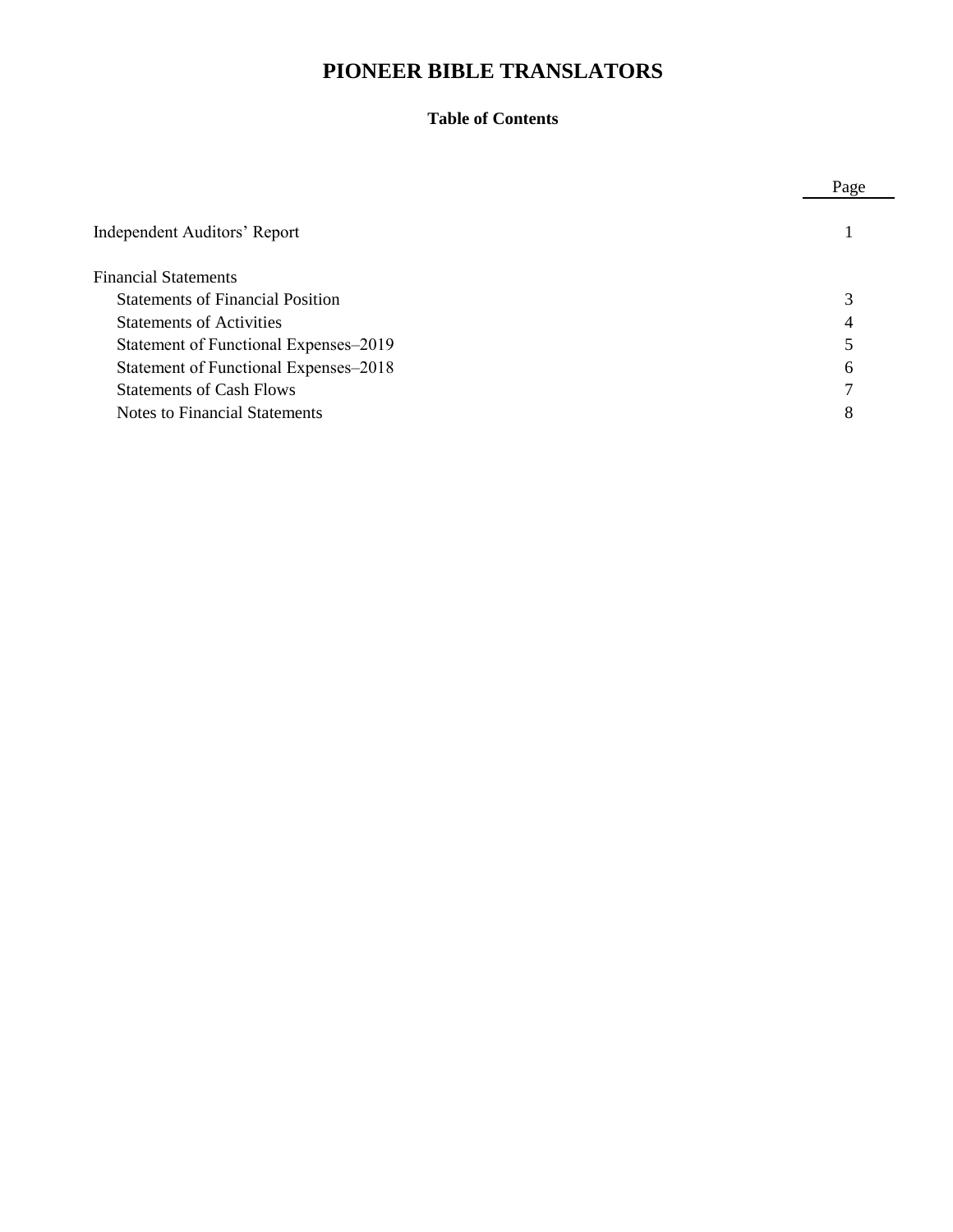# PIONEER BIBLE TRANSLATORS

## Table of Contents

| | Page |
|---|---|
| Independent Auditors' Report | 1 |
| Financial Statements | |
| Statements of Financial Position | 3 |
| Statements of Activities | 4 |
| Statement of Functional Expenses–2019 | 5 |
| Statement of Functional Expenses–2018 | 6 |
| Statements of Cash Flows | 7 |
| Notes to Financial Statements | 8 |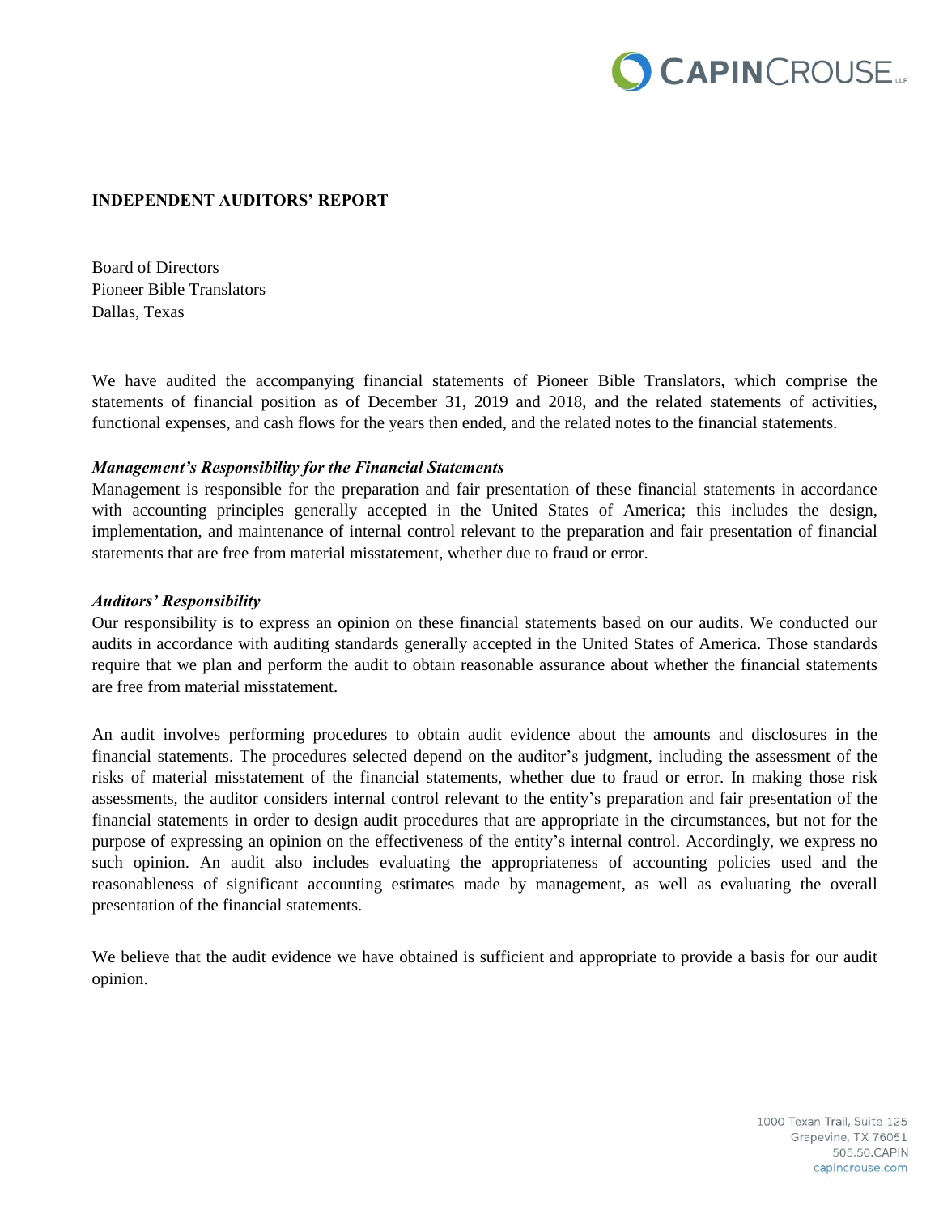## INDEPENDENT AUDITORS' REPORT

Board of Directors
Pioneer Bible Translators
Dallas, Texas

We have audited the accompanying financial statements of Pioneer Bible Translators, which comprise the statements of financial position as of December 31, 2019 and 2018, and the related statements of activities, functional expenses, and cash flows for the years then ended, and the related notes to the financial statements.

***Management's Responsibility for the Financial Statements***

Management is responsible for the preparation and fair presentation of these financial statements in accordance with accounting principles generally accepted in the United States of America; this includes the design, implementation, and maintenance of internal control relevant to the preparation and fair presentation of financial statements that are free from material misstatement, whether due to fraud or error.

***Auditors' Responsibility***

Our responsibility is to express an opinion on these financial statements based on our audits. We conducted our audits in accordance with auditing standards generally accepted in the United States of America. Those standards require that we plan and perform the audit to obtain reasonable assurance about whether the financial statements are free from material misstatement.

An audit involves performing procedures to obtain audit evidence about the amounts and disclosures in the financial statements. The procedures selected depend on the auditor's judgment, including the assessment of the risks of material misstatement of the financial statements, whether due to fraud or error. In making those risk assessments, the auditor considers internal control relevant to the entity's preparation and fair presentation of the financial statements in order to design audit procedures that are appropriate in the circumstances, but not for the purpose of expressing an opinion on the effectiveness of the entity's internal control. Accordingly, we express no such opinion. An audit also includes evaluating the appropriateness of accounting policies used and the reasonableness of significant accounting estimates made by management, as well as evaluating the overall presentation of the financial statements.

We believe that the audit evidence we have obtained is sufficient and appropriate to provide a basis for our audit opinion.

1000 Texan Trail, Suite 125
Grapevine, TX 76051
505.50.CAPIN
capincrouse.com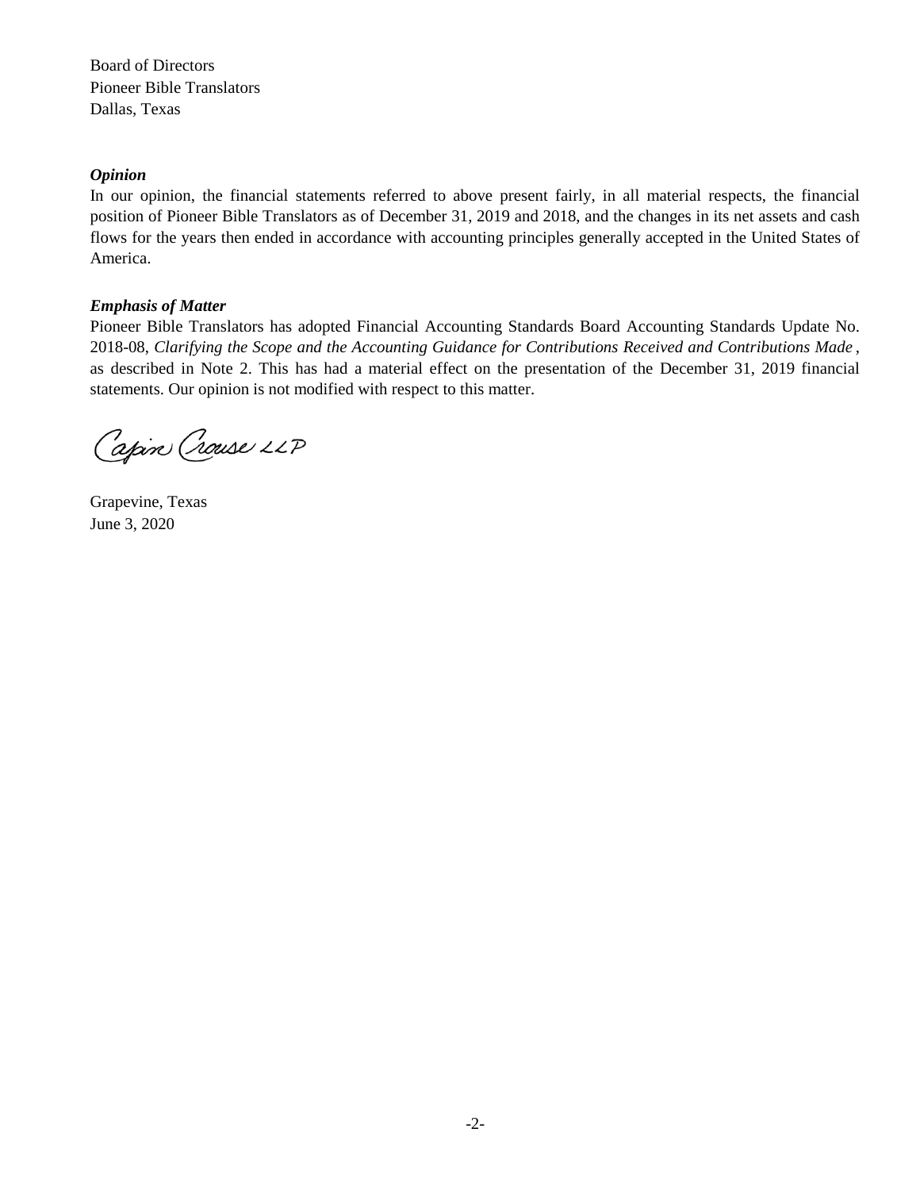Board of Directors
Pioneer Bible Translators
Dallas, Texas

***Opinion***

In our opinion, the financial statements referred to above present fairly, in all material respects, the financial position of Pioneer Bible Translators as of December 31, 2019 and 2018, and the changes in its net assets and cash flows for the years then ended in accordance with accounting principles generally accepted in the United States of America.

***Emphasis of Matter***

Pioneer Bible Translators has adopted Financial Accounting Standards Board Accounting Standards Update No. 2018-08, *Clarifying the Scope and the Accounting Guidance for Contributions Received and Contributions Made*, as described in Note 2. This has had a material effect on the presentation of the December 31, 2019 financial statements. Our opinion is not modified with respect to this matter.

Capin Crouse LLP

Grapevine, Texas
June 3, 2020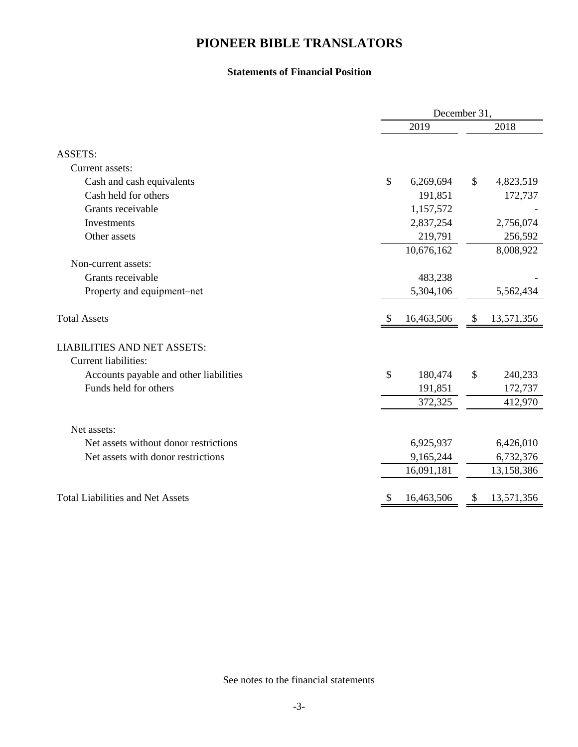# PIONEER BIBLE TRANSLATORS

## Statements of Financial Position

| | December 31, 2019 | December 31, 2018 |
|---|---|---|
| ASSETS: | | |
| Current assets: | | |
| Cash and cash equivalents | $ 6,269,694 | $ 4,823,519 |
| Cash held for others | 191,851 | 172,737 |
| Grants receivable | 1,157,572 | - |
| Investments | 2,837,254 | 2,756,074 |
| Other assets | 219,791 | 256,592 |
| | 10,676,162 | 8,008,922 |
| Non-current assets: | | |
| Grants receivable | 483,238 | - |
| Property and equipment–net | 5,304,106 | 5,562,434 |
| Total Assets | $ 16,463,506 | $ 13,571,356 |
| LIABILITIES AND NET ASSETS: | | |
| Current liabilities: | | |
| Accounts payable and other liabilities | $ 180,474 | $ 240,233 |
| Funds held for others | 191,851 | 172,737 |
| | 372,325 | 412,970 |
| Net assets: | | |
| Net assets without donor restrictions | 6,925,937 | 6,426,010 |
| Net assets with donor restrictions | 9,165,244 | 6,732,376 |
| | 16,091,181 | 13,158,386 |
| Total Liabilities and Net Assets | $ 16,463,506 | $ 13,571,356 |

See notes to the financial statements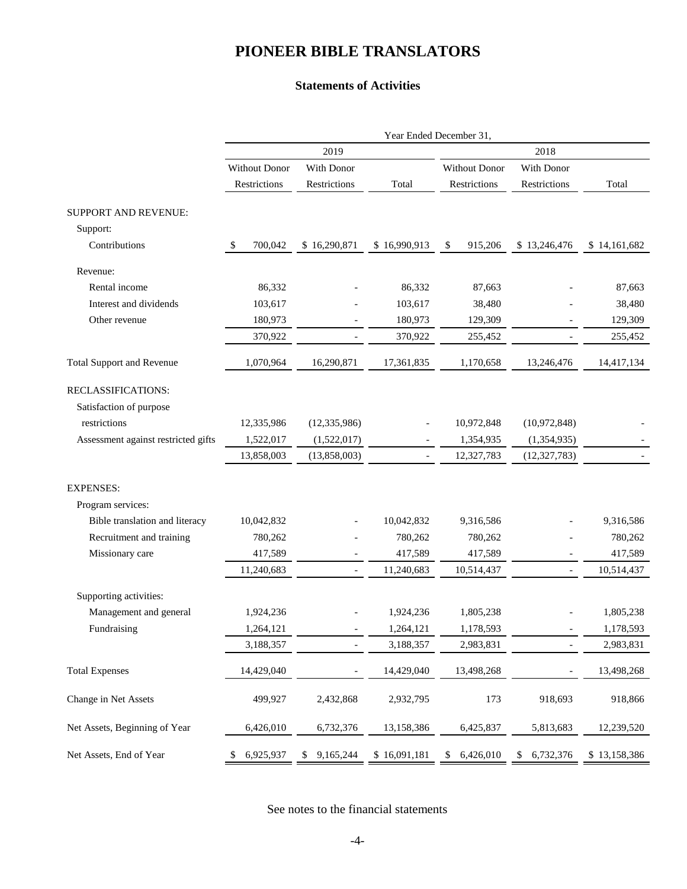# PIONEER BIBLE TRANSLATORS

## Statements of Activities

| | Year Ended December 31, | | | | | |
|---|---|---|---|---|---|---|
| | 2019 | | | 2018 | | |
| | Without Donor Restrictions | With Donor Restrictions | Total | Without Donor Restrictions | With Donor Restrictions | Total |
| SUPPORT AND REVENUE: | | | | | | |
| Support: | | | | | | |
| Contributions | $ 700,042 | $ 16,290,871 | $ 16,990,913 | $ 915,206 | $ 13,246,476 | $ 14,161,682 |
| Revenue: | | | | | | |
| Rental income | 86,332 | - | 86,332 | 87,663 | - | 87,663 |
| Interest and dividends | 103,617 | - | 103,617 | 38,480 | - | 38,480 |
| Other revenue | 180,973 | - | 180,973 | 129,309 | - | 129,309 |
| | 370,922 | - | 370,922 | 255,452 | - | 255,452 |
| Total Support and Revenue | 1,070,964 | 16,290,871 | 17,361,835 | 1,170,658 | 13,246,476 | 14,417,134 |
| RECLASSIFICATIONS: | | | | | | |
| Satisfaction of purpose restrictions | 12,335,986 | (12,335,986) | - | 10,972,848 | (10,972,848) | - |
| Assessment against restricted gifts | 1,522,017 | (1,522,017) | - | 1,354,935 | (1,354,935) | - |
| | 13,858,003 | (13,858,003) | - | 12,327,783 | (12,327,783) | - |
| EXPENSES: | | | | | | |
| Program services: | | | | | | |
| Bible translation and literacy | 10,042,832 | - | 10,042,832 | 9,316,586 | - | 9,316,586 |
| Recruitment and training | 780,262 | - | 780,262 | 780,262 | - | 780,262 |
| Missionary care | 417,589 | - | 417,589 | 417,589 | - | 417,589 |
| | 11,240,683 | - | 11,240,683 | 10,514,437 | - | 10,514,437 |
| Supporting activities: | | | | | | |
| Management and general | 1,924,236 | - | 1,924,236 | 1,805,238 | - | 1,805,238 |
| Fundraising | 1,264,121 | - | 1,264,121 | 1,178,593 | - | 1,178,593 |
| | 3,188,357 | - | 3,188,357 | 2,983,831 | - | 2,983,831 |
| Total Expenses | 14,429,040 | - | 14,429,040 | 13,498,268 | - | 13,498,268 |
| Change in Net Assets | 499,927 | 2,432,868 | 2,932,795 | 173 | 918,693 | 918,866 |
| Net Assets, Beginning of Year | 6,426,010 | 6,732,376 | 13,158,386 | 6,425,837 | 5,813,683 | 12,239,520 |
| Net Assets, End of Year | $ 6,925,937 | $ 9,165,244 | $ 16,091,181 | $ 6,426,010 | $ 6,732,376 | $ 13,158,386 |

See notes to the financial statements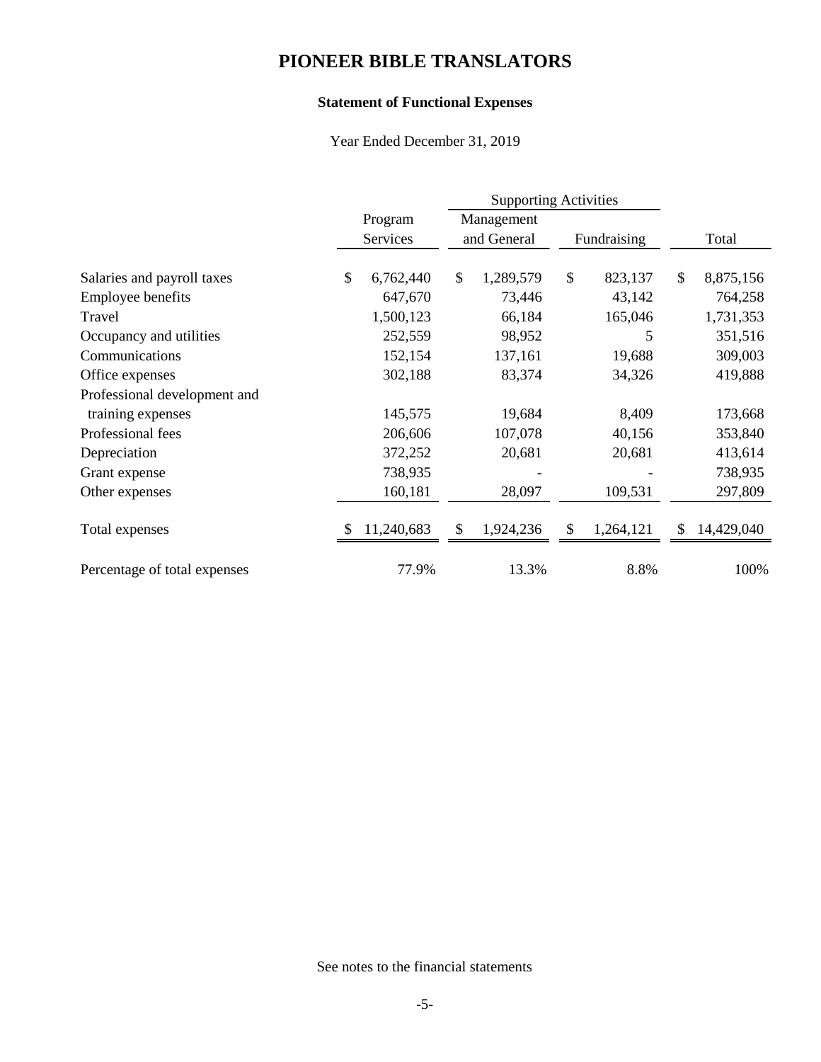# PIONEER BIBLE TRANSLATORS

## Statement of Functional Expenses

Year Ended December 31, 2019

| | | Supporting Activities | | |
|---|---|---|---|---|
| | Program Services | Management and General | Fundraising | Total |
| Salaries and payroll taxes | $ 6,762,440 | $ 1,289,579 | $ 823,137 | $ 8,875,156 |
| Employee benefits | 647,670 | 73,446 | 43,142 | 764,258 |
| Travel | 1,500,123 | 66,184 | 165,046 | 1,731,353 |
| Occupancy and utilities | 252,559 | 98,952 | 5 | 351,516 |
| Communications | 152,154 | 137,161 | 19,688 | 309,003 |
| Office expenses | 302,188 | 83,374 | 34,326 | 419,888 |
| Professional development and training expenses | 145,575 | 19,684 | 8,409 | 173,668 |
| Professional fees | 206,606 | 107,078 | 40,156 | 353,840 |
| Depreciation | 372,252 | 20,681 | 20,681 | 413,614 |
| Grant expense | 738,935 | - | - | 738,935 |
| Other expenses | 160,181 | 28,097 | 109,531 | 297,809 |
| Total expenses | $ 11,240,683 | $ 1,924,236 | $ 1,264,121 | $ 14,429,040 |
| Percentage of total expenses | 77.9% | 13.3% | 8.8% | 100% |

See notes to the financial statements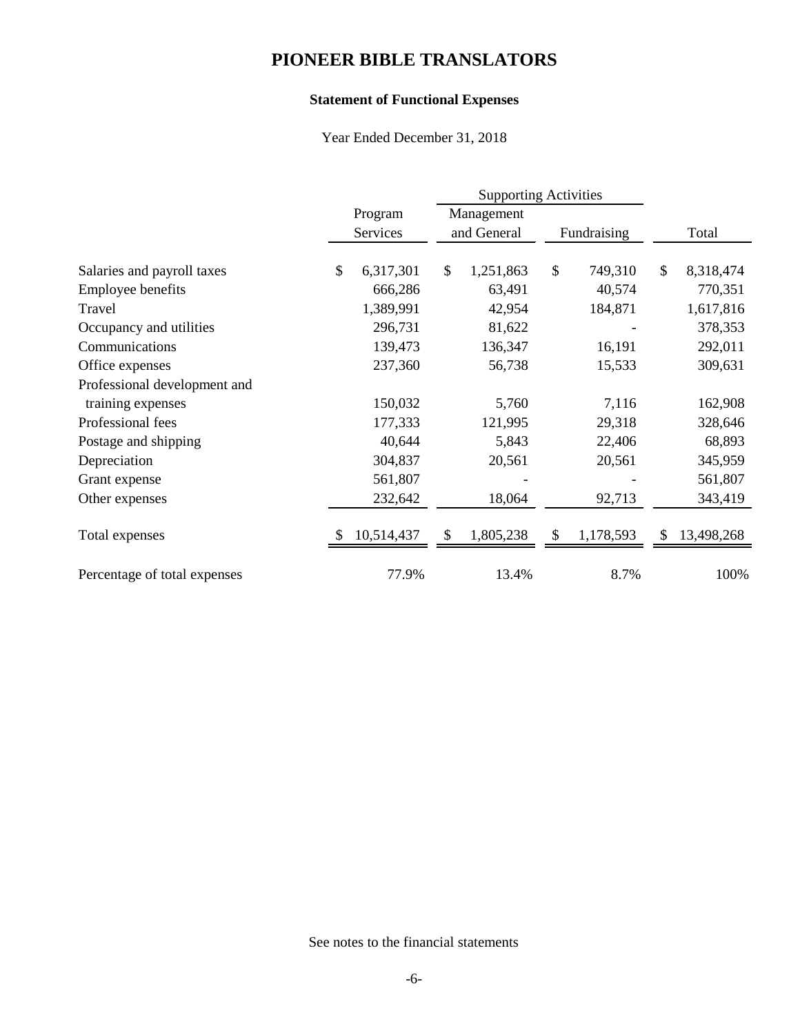# PIONEER BIBLE TRANSLATORS

### Statement of Functional Expenses

Year Ended December 31, 2018

| | Program Services | Supporting Activities | | Total |
|---|---|---|---|---|
| | | Management and General | Fundraising | |
| Salaries and payroll taxes | $ 6,317,301 | $ 1,251,863 | $ 749,310 | $ 8,318,474 |
| Employee benefits | 666,286 | 63,491 | 40,574 | 770,351 |
| Travel | 1,389,991 | 42,954 | 184,871 | 1,617,816 |
| Occupancy and utilities | 296,731 | 81,622 | - | 378,353 |
| Communications | 139,473 | 136,347 | 16,191 | 292,011 |
| Office expenses | 237,360 | 56,738 | 15,533 | 309,631 |
| Professional development and training expenses | 150,032 | 5,760 | 7,116 | 162,908 |
| Professional fees | 177,333 | 121,995 | 29,318 | 328,646 |
| Postage and shipping | 40,644 | 5,843 | 22,406 | 68,893 |
| Depreciation | 304,837 | 20,561 | 20,561 | 345,959 |
| Grant expense | 561,807 | - | - | 561,807 |
| Other expenses | 232,642 | 18,064 | 92,713 | 343,419 |
| Total expenses | $ 10,514,437 | $ 1,805,238 | $ 1,178,593 | $ 13,498,268 |
| Percentage of total expenses | 77.9% | 13.4% | 8.7% | 100% |

See notes to the financial statements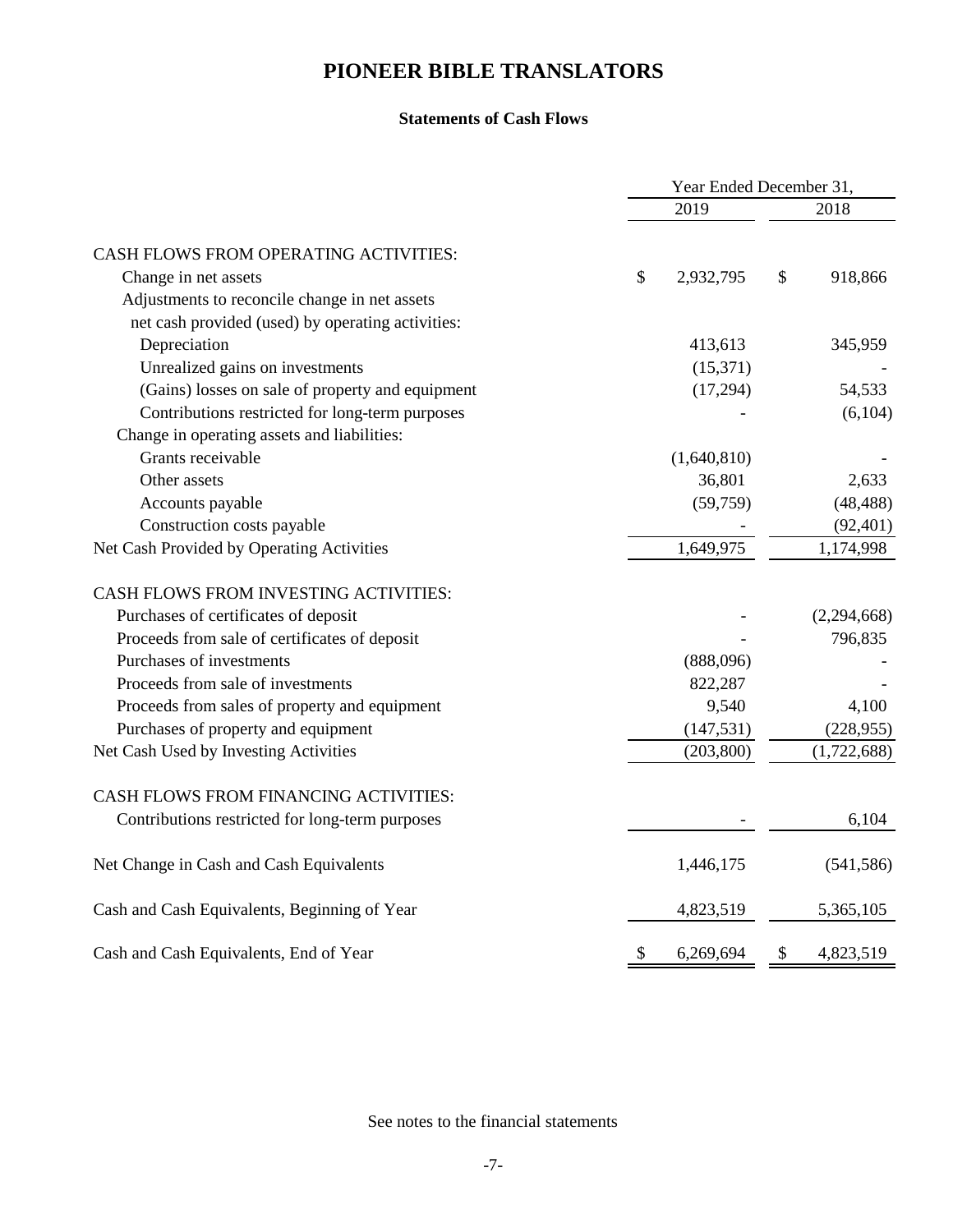# PIONEER BIBLE TRANSLATORS

## Statements of Cash Flows

| | Year Ended December 31, | |
|---|---|---|
| | 2019 | 2018 |
| CASH FLOWS FROM OPERATING ACTIVITIES: | | |
| Change in net assets | $ 2,932,795 | $ 918,866 |
| Adjustments to reconcile change in net assets net cash provided (used) by operating activities: | | |
| Depreciation | 413,613 | 345,959 |
| Unrealized gains on investments | (15,371) | - |
| (Gains) losses on sale of property and equipment | (17,294) | 54,533 |
| Contributions restricted for long-term purposes | - | (6,104) |
| Change in operating assets and liabilities: | | |
| Grants receivable | (1,640,810) | - |
| Other assets | 36,801 | 2,633 |
| Accounts payable | (59,759) | (48,488) |
| Construction costs payable | - | (92,401) |
| Net Cash Provided by Operating Activities | 1,649,975 | 1,174,998 |
| CASH FLOWS FROM INVESTING ACTIVITIES: | | |
| Purchases of certificates of deposit | - | (2,294,668) |
| Proceeds from sale of certificates of deposit | - | 796,835 |
| Purchases of investments | (888,096) | - |
| Proceeds from sale of investments | 822,287 | - |
| Proceeds from sales of property and equipment | 9,540 | 4,100 |
| Purchases of property and equipment | (147,531) | (228,955) |
| Net Cash Used by Investing Activities | (203,800) | (1,722,688) |
| CASH FLOWS FROM FINANCING ACTIVITIES: | | |
| Contributions restricted for long-term purposes | - | 6,104 |
| Net Change in Cash and Cash Equivalents | 1,446,175 | (541,586) |
| Cash and Cash Equivalents, Beginning of Year | 4,823,519 | 5,365,105 |
| Cash and Cash Equivalents, End of Year | $ 6,269,694 | $ 4,823,519 |

See notes to the financial statements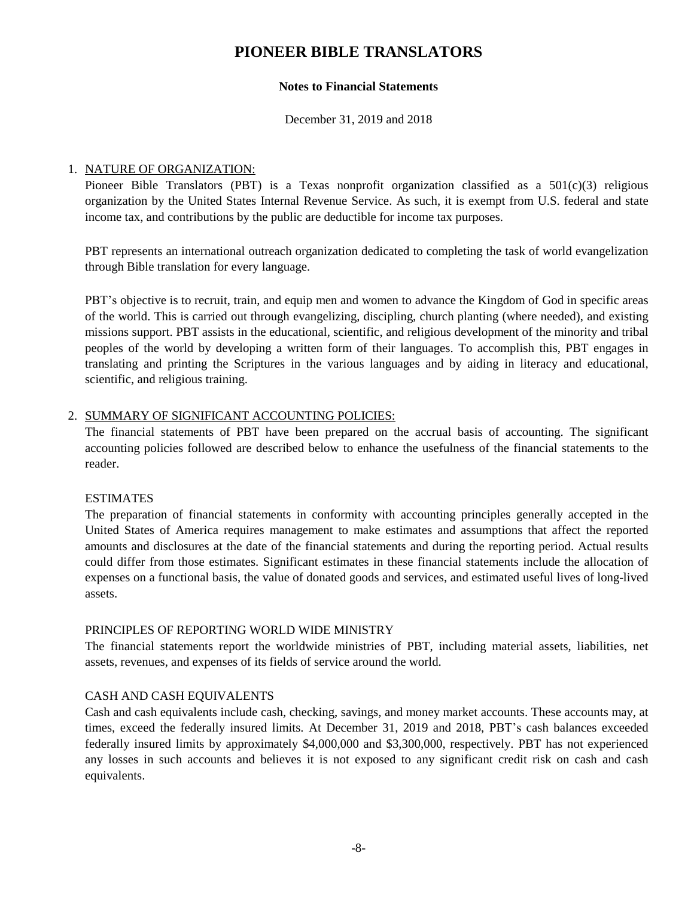# PIONEER BIBLE TRANSLATORS

**Notes to Financial Statements**

December 31, 2019 and 2018

1. NATURE OF ORGANIZATION:

   Pioneer Bible Translators (PBT) is a Texas nonprofit organization classified as a 501(c)(3) religious organization by the United States Internal Revenue Service. As such, it is exempt from U.S. federal and state income tax, and contributions by the public are deductible for income tax purposes.

   PBT represents an international outreach organization dedicated to completing the task of world evangelization through Bible translation for every language.

   PBT's objective is to recruit, train, and equip men and women to advance the Kingdom of God in specific areas of the world. This is carried out through evangelizing, discipling, church planting (where needed), and existing missions support. PBT assists in the educational, scientific, and religious development of the minority and tribal peoples of the world by developing a written form of their languages. To accomplish this, PBT engages in translating and printing the Scriptures in the various languages and by aiding in literacy and educational, scientific, and religious training.

2. SUMMARY OF SIGNIFICANT ACCOUNTING POLICIES:

   The financial statements of PBT have been prepared on the accrual basis of accounting. The significant accounting policies followed are described below to enhance the usefulness of the financial statements to the reader.

   ESTIMATES

   The preparation of financial statements in conformity with accounting principles generally accepted in the United States of America requires management to make estimates and assumptions that affect the reported amounts and disclosures at the date of the financial statements and during the reporting period. Actual results could differ from those estimates. Significant estimates in these financial statements include the allocation of expenses on a functional basis, the value of donated goods and services, and estimated useful lives of long-lived assets.

   PRINCIPLES OF REPORTING WORLD WIDE MINISTRY

   The financial statements report the worldwide ministries of PBT, including material assets, liabilities, net assets, revenues, and expenses of its fields of service around the world.

   CASH AND CASH EQUIVALENTS

   Cash and cash equivalents include cash, checking, savings, and money market accounts. These accounts may, at times, exceed the federally insured limits. At December 31, 2019 and 2018, PBT's cash balances exceeded federally insured limits by approximately $4,000,000 and $3,300,000, respectively. PBT has not experienced any losses in such accounts and believes it is not exposed to any significant credit risk on cash and cash equivalents.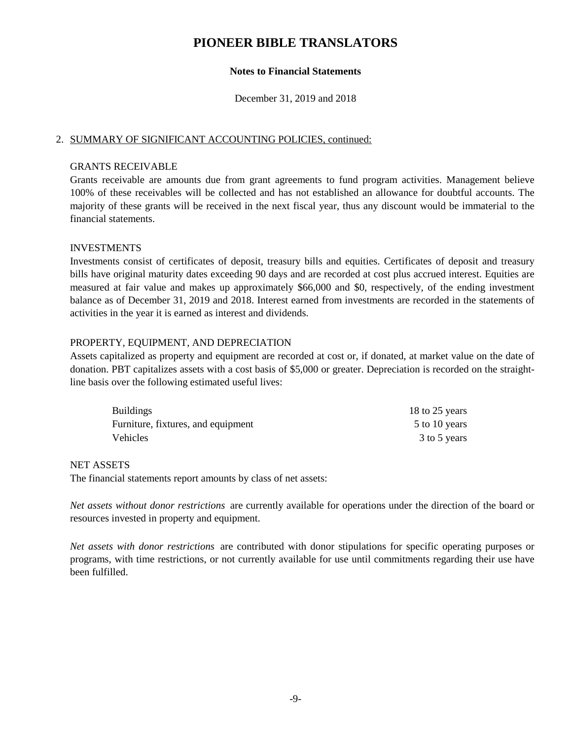# PIONEER BIBLE TRANSLATORS

**Notes to Financial Statements**

December 31, 2019 and 2018

2. SUMMARY OF SIGNIFICANT ACCOUNTING POLICIES, continued:

GRANTS RECEIVABLE

Grants receivable are amounts due from grant agreements to fund program activities. Management believe 100% of these receivables will be collected and has not established an allowance for doubtful accounts. The majority of these grants will be received in the next fiscal year, thus any discount would be immaterial to the financial statements.

INVESTMENTS

Investments consist of certificates of deposit, treasury bills and equities. Certificates of deposit and treasury bills have original maturity dates exceeding 90 days and are recorded at cost plus accrued interest. Equities are measured at fair value and makes up approximately $66,000 and $0, respectively, of the ending investment balance as of December 31, 2019 and 2018. Interest earned from investments are recorded in the statements of activities in the year it is earned as interest and dividends.

PROPERTY, EQUIPMENT, AND DEPRECIATION

Assets capitalized as property and equipment are recorded at cost or, if donated, at market value on the date of donation. PBT capitalizes assets with a cost basis of $5,000 or greater. Depreciation is recorded on the straight-line basis over the following estimated useful lives:

| | |
|---|---|
| Buildings | 18 to 25 years |
| Furniture, fixtures, and equipment | 5 to 10 years |
| Vehicles | 3 to 5 years |

NET ASSETS

The financial statements report amounts by class of net assets:

*Net assets without donor restrictions* are currently available for operations under the direction of the board or resources invested in property and equipment.

*Net assets with donor restrictions* are contributed with donor stipulations for specific operating purposes or programs, with time restrictions, or not currently available for use until commitments regarding their use have been fulfilled.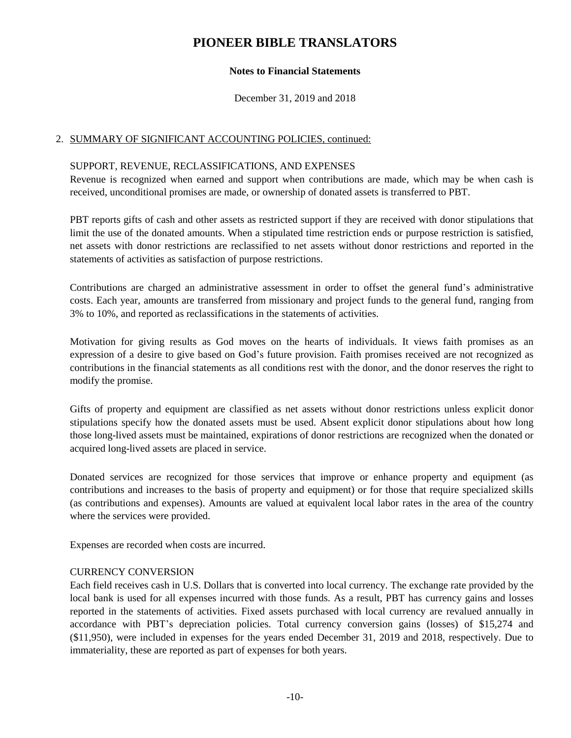# PIONEER BIBLE TRANSLATORS

**Notes to Financial Statements**

December 31, 2019 and 2018

2. SUMMARY OF SIGNIFICANT ACCOUNTING POLICIES, continued:

SUPPORT, REVENUE, RECLASSIFICATIONS, AND EXPENSES

Revenue is recognized when earned and support when contributions are made, which may be when cash is received, unconditional promises are made, or ownership of donated assets is transferred to PBT.

PBT reports gifts of cash and other assets as restricted support if they are received with donor stipulations that limit the use of the donated amounts. When a stipulated time restriction ends or purpose restriction is satisfied, net assets with donor restrictions are reclassified to net assets without donor restrictions and reported in the statements of activities as satisfaction of purpose restrictions.

Contributions are charged an administrative assessment in order to offset the general fund's administrative costs. Each year, amounts are transferred from missionary and project funds to the general fund, ranging from 3% to 10%, and reported as reclassifications in the statements of activities.

Motivation for giving results as God moves on the hearts of individuals. It views faith promises as an expression of a desire to give based on God's future provision. Faith promises received are not recognized as contributions in the financial statements as all conditions rest with the donor, and the donor reserves the right to modify the promise.

Gifts of property and equipment are classified as net assets without donor restrictions unless explicit donor stipulations specify how the donated assets must be used. Absent explicit donor stipulations about how long those long-lived assets must be maintained, expirations of donor restrictions are recognized when the donated or acquired long-lived assets are placed in service.

Donated services are recognized for those services that improve or enhance property and equipment (as contributions and increases to the basis of property and equipment) or for those that require specialized skills (as contributions and expenses). Amounts are valued at equivalent local labor rates in the area of the country where the services were provided.

Expenses are recorded when costs are incurred.

CURRENCY CONVERSION

Each field receives cash in U.S. Dollars that is converted into local currency. The exchange rate provided by the local bank is used for all expenses incurred with those funds. As a result, PBT has currency gains and losses reported in the statements of activities. Fixed assets purchased with local currency are revalued annually in accordance with PBT's depreciation policies. Total currency conversion gains (losses) of $15,274 and ($11,950), were included in expenses for the years ended December 31, 2019 and 2018, respectively. Due to immateriality, these are reported as part of expenses for both years.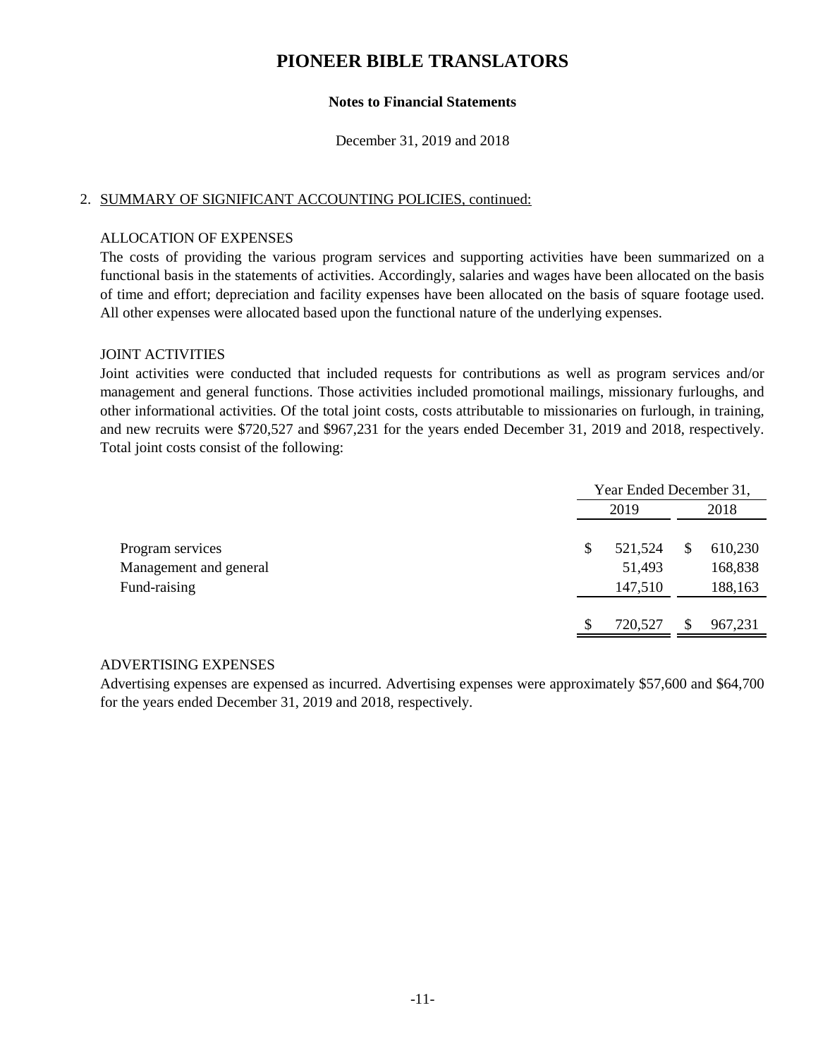# PIONEER BIBLE TRANSLATORS

**Notes to Financial Statements**

December 31, 2019 and 2018

2. SUMMARY OF SIGNIFICANT ACCOUNTING POLICIES, continued:

ALLOCATION OF EXPENSES

The costs of providing the various program services and supporting activities have been summarized on a functional basis in the statements of activities. Accordingly, salaries and wages have been allocated on the basis of time and effort; depreciation and facility expenses have been allocated on the basis of square footage used. All other expenses were allocated based upon the functional nature of the underlying expenses.

JOINT ACTIVITIES

Joint activities were conducted that included requests for contributions as well as program services and/or management and general functions. Those activities included promotional mailings, missionary furloughs, and other informational activities. Of the total joint costs, costs attributable to missionaries on furlough, in training, and new recruits were $720,527 and $967,231 for the years ended December 31, 2019 and 2018, respectively. Total joint costs consist of the following:

| | Year Ended December 31, | |
|---|---|---|
| | 2019 | 2018 |
| Program services | $ 521,524 | $ 610,230 |
| Management and general | 51,493 | 168,838 |
| Fund-raising | 147,510 | 188,163 |
| | $ 720,527 | $ 967,231 |

ADVERTISING EXPENSES

Advertising expenses are expensed as incurred. Advertising expenses were approximately $57,600 and $64,700 for the years ended December 31, 2019 and 2018, respectively.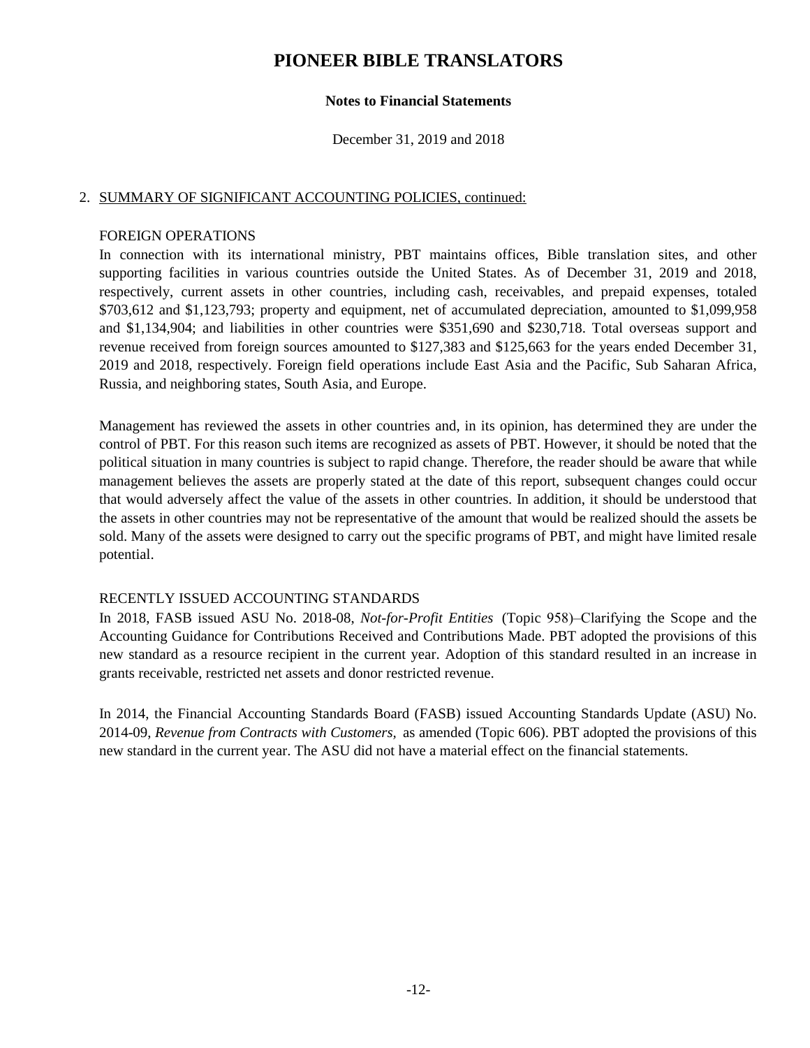# PIONEER BIBLE TRANSLATORS

**Notes to Financial Statements**

December 31, 2019 and 2018

2. SUMMARY OF SIGNIFICANT ACCOUNTING POLICIES, continued:

FOREIGN OPERATIONS

In connection with its international ministry, PBT maintains offices, Bible translation sites, and other supporting facilities in various countries outside the United States. As of December 31, 2019 and 2018, respectively, current assets in other countries, including cash, receivables, and prepaid expenses, totaled $703,612 and $1,123,793; property and equipment, net of accumulated depreciation, amounted to $1,099,958 and $1,134,904; and liabilities in other countries were $351,690 and $230,718. Total overseas support and revenue received from foreign sources amounted to $127,383 and $125,663 for the years ended December 31, 2019 and 2018, respectively. Foreign field operations include East Asia and the Pacific, Sub Saharan Africa, Russia, and neighboring states, South Asia, and Europe.

Management has reviewed the assets in other countries and, in its opinion, has determined they are under the control of PBT. For this reason such items are recognized as assets of PBT. However, it should be noted that the political situation in many countries is subject to rapid change. Therefore, the reader should be aware that while management believes the assets are properly stated at the date of this report, subsequent changes could occur that would adversely affect the value of the assets in other countries. In addition, it should be understood that the assets in other countries may not be representative of the amount that would be realized should the assets be sold. Many of the assets were designed to carry out the specific programs of PBT, and might have limited resale potential.

RECENTLY ISSUED ACCOUNTING STANDARDS

In 2018, FASB issued ASU No. 2018-08, *Not-for-Profit Entities* (Topic 958)–Clarifying the Scope and the Accounting Guidance for Contributions Received and Contributions Made. PBT adopted the provisions of this new standard as a resource recipient in the current year. Adoption of this standard resulted in an increase in grants receivable, restricted net assets and donor restricted revenue.

In 2014, the Financial Accounting Standards Board (FASB) issued Accounting Standards Update (ASU) No. 2014-09, *Revenue from Contracts with Customers,* as amended (Topic 606). PBT adopted the provisions of this new standard in the current year. The ASU did not have a material effect on the financial statements.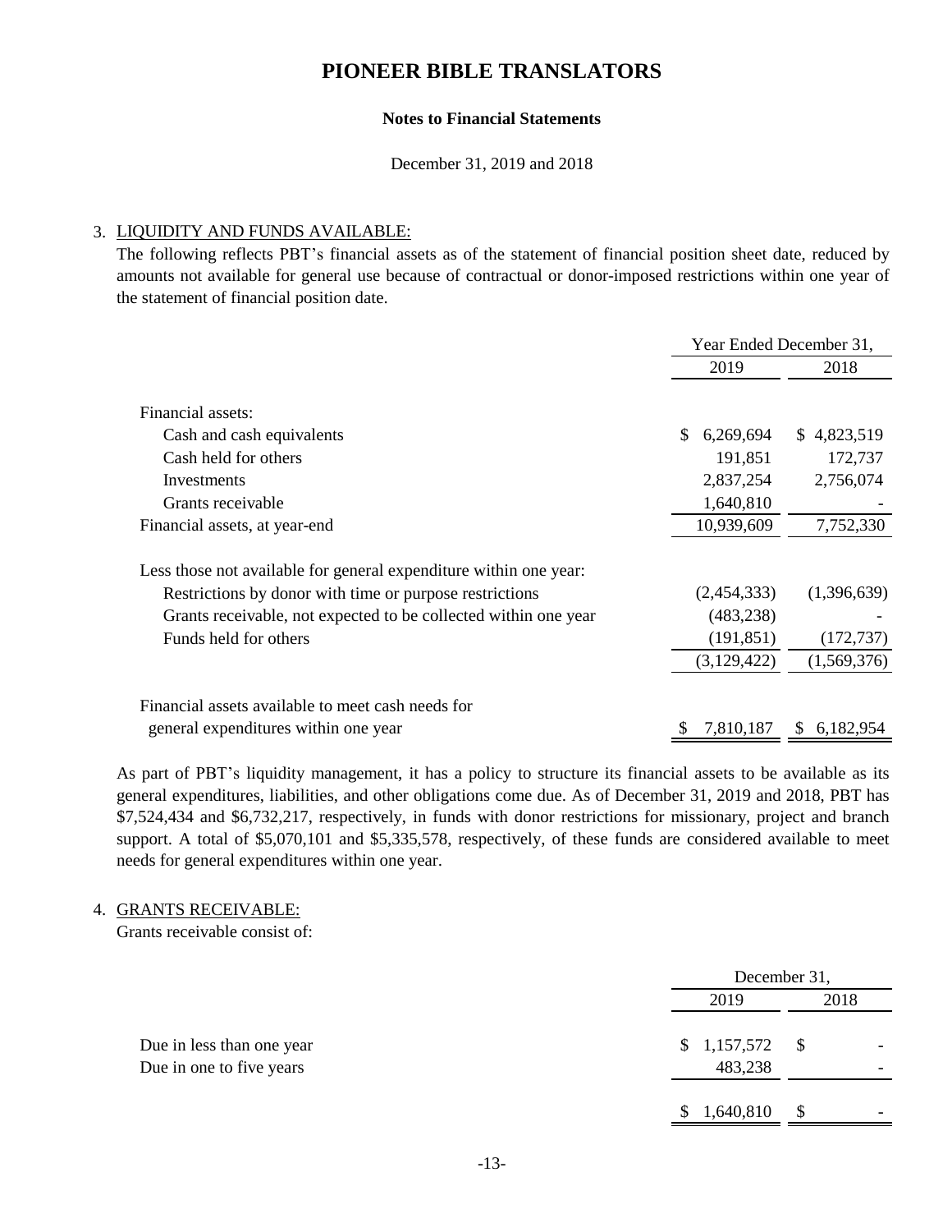# PIONEER BIBLE TRANSLATORS

**Notes to Financial Statements**

December 31, 2019 and 2018

3. LIQUIDITY AND FUNDS AVAILABLE:

The following reflects PBT's financial assets as of the statement of financial position sheet date, reduced by amounts not available for general use because of contractual or donor-imposed restrictions within one year of the statement of financial position date.

| | Year Ended December 31, | |
|---|---|---|
| | 2019 | 2018 |
| Financial assets: | | |
| Cash and cash equivalents | $ 6,269,694 | $ 4,823,519 |
| Cash held for others | 191,851 | 172,737 |
| Investments | 2,837,254 | 2,756,074 |
| Grants receivable | 1,640,810 | - |
| Financial assets, at year-end | 10,939,609 | 7,752,330 |
| Less those not available for general expenditure within one year: | | |
| Restrictions by donor with time or purpose restrictions | (2,454,333) | (1,396,639) |
| Grants receivable, not expected to be collected within one year | (483,238) | - |
| Funds held for others | (191,851) | (172,737) |
| | (3,129,422) | (1,569,376) |
| Financial assets available to meet cash needs for general expenditures within one year | $ 7,810,187 | $ 6,182,954 |

As part of PBT's liquidity management, it has a policy to structure its financial assets to be available as its general expenditures, liabilities, and other obligations come due. As of December 31, 2019 and 2018, PBT has $7,524,434 and $6,732,217, respectively, in funds with donor restrictions for missionary, project and branch support. A total of $5,070,101 and $5,335,578, respectively, of these funds are considered available to meet needs for general expenditures within one year.

4. GRANTS RECEIVABLE:

Grants receivable consist of:

| | December 31, | |
|---|---|---|
| | 2019 | 2018 |
| Due in less than one year | $ 1,157,572 | $ - |
| Due in one to five years | 483,238 | - |
| | $ 1,640,810 | $ - |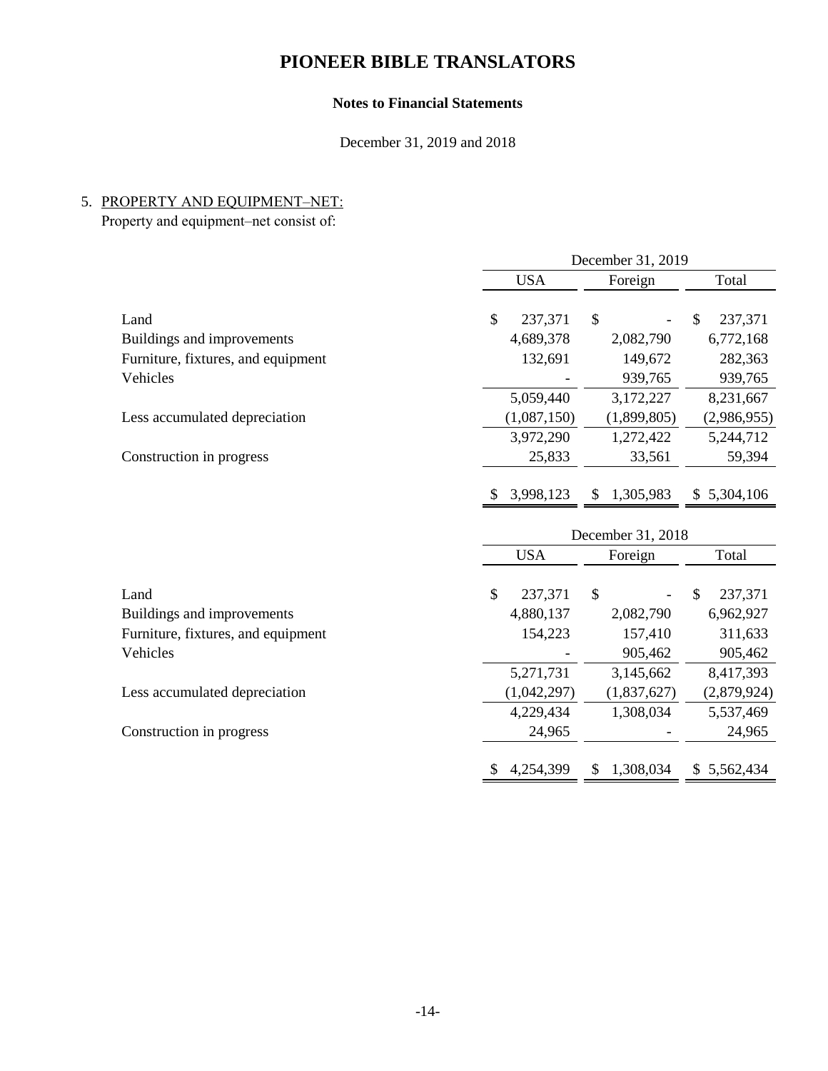# PIONEER BIBLE TRANSLATORS

## Notes to Financial Statements

December 31, 2019 and 2018

### 5. PROPERTY AND EQUIPMENT–NET:

Property and equipment–net consist of:

| | December 31, 2019 | | |
|---|---|---|---|
| | USA | Foreign | Total |
| Land | $ 237,371 | $ - | $ 237,371 |
| Buildings and improvements | 4,689,378 | 2,082,790 | 6,772,168 |
| Furniture, fixtures, and equipment | 132,691 | 149,672 | 282,363 |
| Vehicles | - | 939,765 | 939,765 |
| | 5,059,440 | 3,172,227 | 8,231,667 |
| Less accumulated depreciation | (1,087,150) | (1,899,805) | (2,986,955) |
| | 3,972,290 | 1,272,422 | 5,244,712 |
| Construction in progress | 25,833 | 33,561 | 59,394 |
| | $ 3,998,123 | $ 1,305,983 | $ 5,304,106 |

| | December 31, 2018 | | |
|---|---|---|---|
| | USA | Foreign | Total |
| Land | $ 237,371 | $ - | $ 237,371 |
| Buildings and improvements | 4,880,137 | 2,082,790 | 6,962,927 |
| Furniture, fixtures, and equipment | 154,223 | 157,410 | 311,633 |
| Vehicles | - | 905,462 | 905,462 |
| | 5,271,731 | 3,145,662 | 8,417,393 |
| Less accumulated depreciation | (1,042,297) | (1,837,627) | (2,879,924) |
| | 4,229,434 | 1,308,034 | 5,537,469 |
| Construction in progress | 24,965 | - | 24,965 |
| | $ 4,254,399 | $ 1,308,034 | $ 5,562,434 |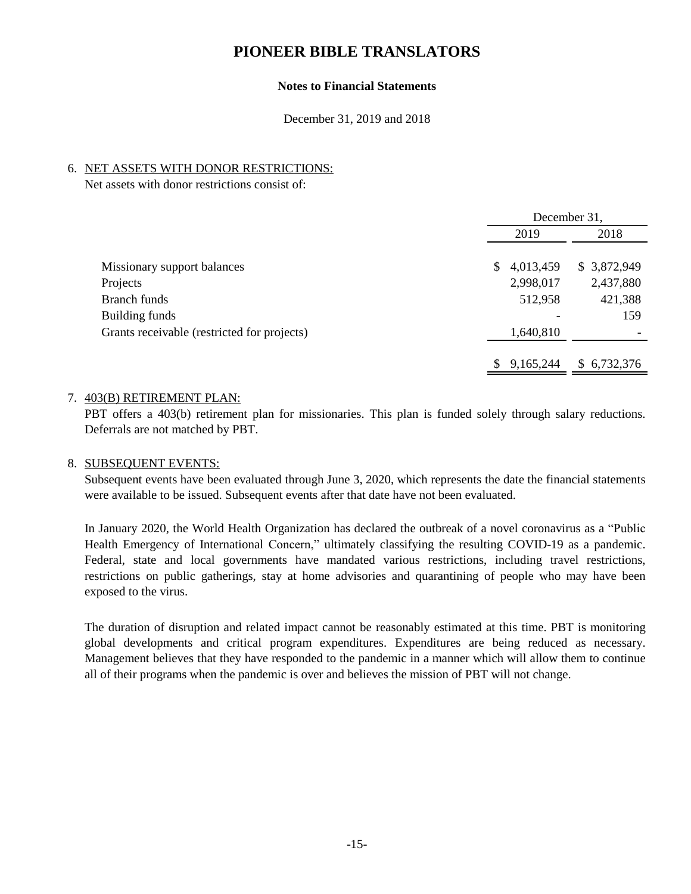# PIONEER BIBLE TRANSLATORS

**Notes to Financial Statements**

December 31, 2019 and 2018

6. NET ASSETS WITH DONOR RESTRICTIONS:

Net assets with donor restrictions consist of:

| | December 31, 2019 | December 31, 2018 |
|---|---|---|
| Missionary support balances | $ 4,013,459 | $ 3,872,949 |
| Projects | 2,998,017 | 2,437,880 |
| Branch funds | 512,958 | 421,388 |
| Building funds | - | 159 |
| Grants receivable (restricted for projects) | 1,640,810 | - |
| | $ 9,165,244 | $ 6,732,376 |

7. 403(B) RETIREMENT PLAN:

PBT offers a 403(b) retirement plan for missionaries. This plan is funded solely through salary reductions. Deferrals are not matched by PBT.

8. SUBSEQUENT EVENTS:

Subsequent events have been evaluated through June 3, 2020, which represents the date the financial statements were available to be issued. Subsequent events after that date have not been evaluated.

In January 2020, the World Health Organization has declared the outbreak of a novel coronavirus as a "Public Health Emergency of International Concern," ultimately classifying the resulting COVID-19 as a pandemic. Federal, state and local governments have mandated various restrictions, including travel restrictions, restrictions on public gatherings, stay at home advisories and quarantining of people who may have been exposed to the virus.

The duration of disruption and related impact cannot be reasonably estimated at this time. PBT is monitoring global developments and critical program expenditures. Expenditures are being reduced as necessary. Management believes that they have responded to the pandemic in a manner which will allow them to continue all of their programs when the pandemic is over and believes the mission of PBT will not change.